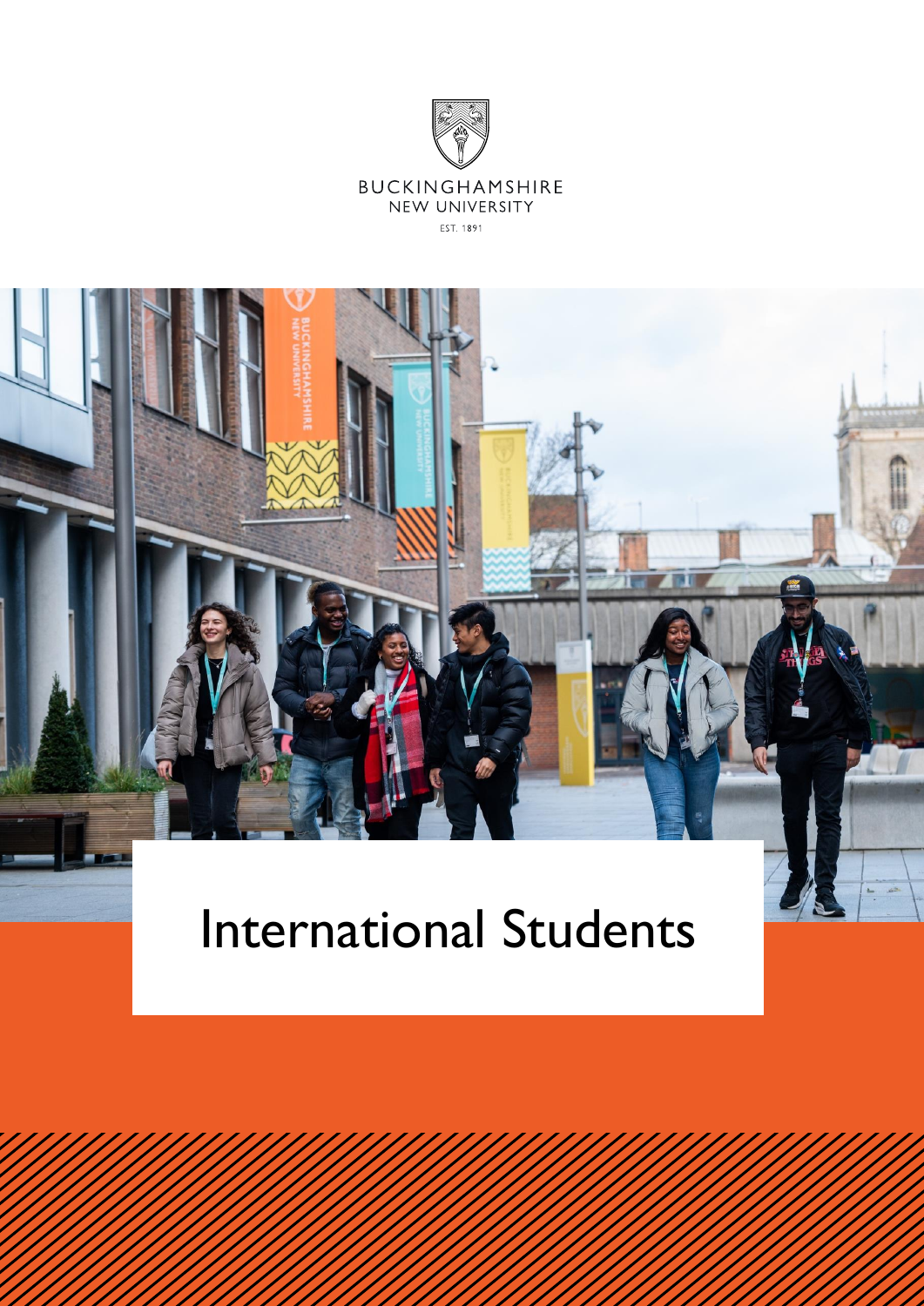BUCKINGHAMSHIRE
NEW UNIVERSITY
EST. 1891

# International Students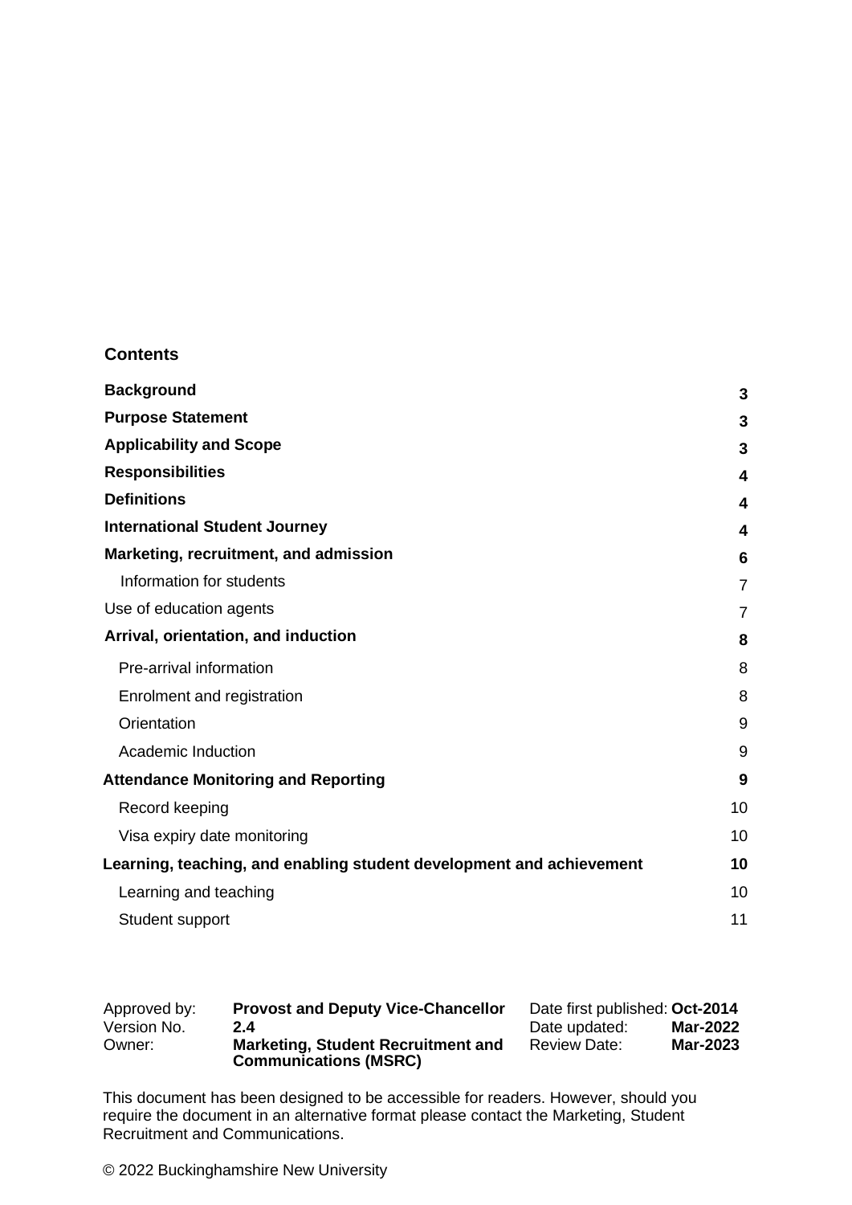## Contents

| | |
|---|---|
| **Background** | **3** |
| **Purpose Statement** | **3** |
| **Applicability and Scope** | **3** |
| **Responsibilities** | **4** |
| **Definitions** | **4** |
| **International Student Journey** | **4** |
| **Marketing, recruitment, and admission** | **6** |
| Information for students | 7 |
| Use of education agents | 7 |
| **Arrival, orientation, and induction** | **8** |
| Pre-arrival information | 8 |
| Enrolment and registration | 8 |
| Orientation | 9 |
| Academic Induction | 9 |
| **Attendance Monitoring and Reporting** | **9** |
| Record keeping | 10 |
| Visa expiry date monitoring | 10 |
| **Learning, teaching, and enabling student development and achievement** | **10** |
| Learning and teaching | 10 |
| Student support | 11 |

| | | | |
|---|---|---|---|
| Approved by: | **Provost and Deputy Vice-Chancellor** | Date first published: | **Oct-2014** |
| Version No. | **2.4** | Date updated: | **Mar-2022** |
| Owner: | **Marketing, Student Recruitment and Communications (MSRC)** | Review Date: | **Mar-2023** |

This document has been designed to be accessible for readers. However, should you require the document in an alternative format please contact the Marketing, Student Recruitment and Communications.

© 2022 Buckinghamshire New University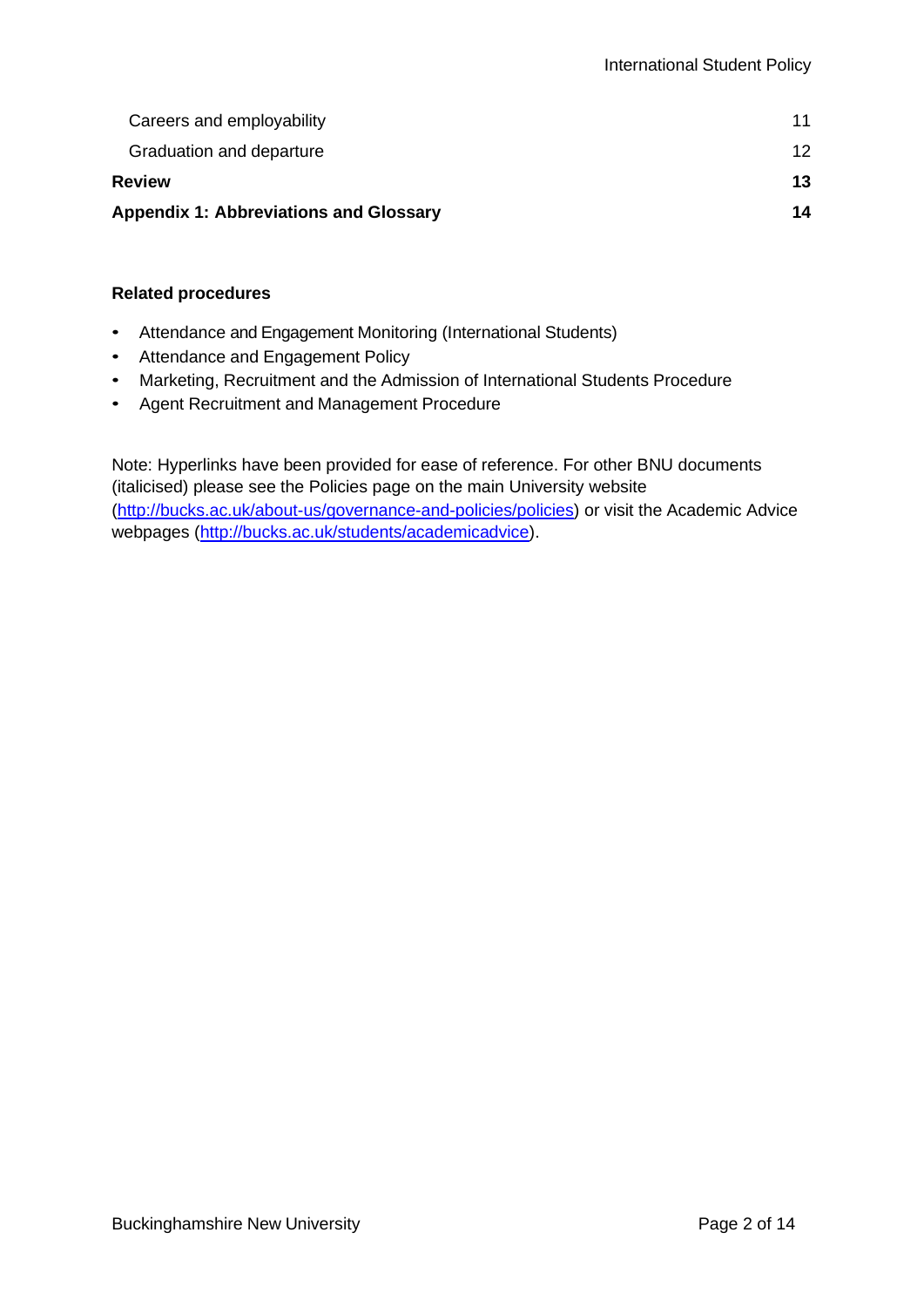| | |
|---|---|
| Careers and employability | 11 |
| Graduation and departure | 12 |
| **Review** | **13** |
| **Appendix 1: Abbreviations and Glossary** | **14** |

**Related procedures**

- Attendance and Engagement Monitoring (International Students)
- Attendance and Engagement Policy
- Marketing, Recruitment and the Admission of International Students Procedure
- Agent Recruitment and Management Procedure

Note: Hyperlinks have been provided for ease of reference. For other BNU documents (italicised) please see the Policies page on the main University website ([http://bucks.ac.uk/about-us/governance-and-policies/policies](http://bucks.ac.uk/about-us/governance-and-policies/policies)) or visit the Academic Advice webpages ([http://bucks.ac.uk/students/academicadvice](http://bucks.ac.uk/students/academicadvice)).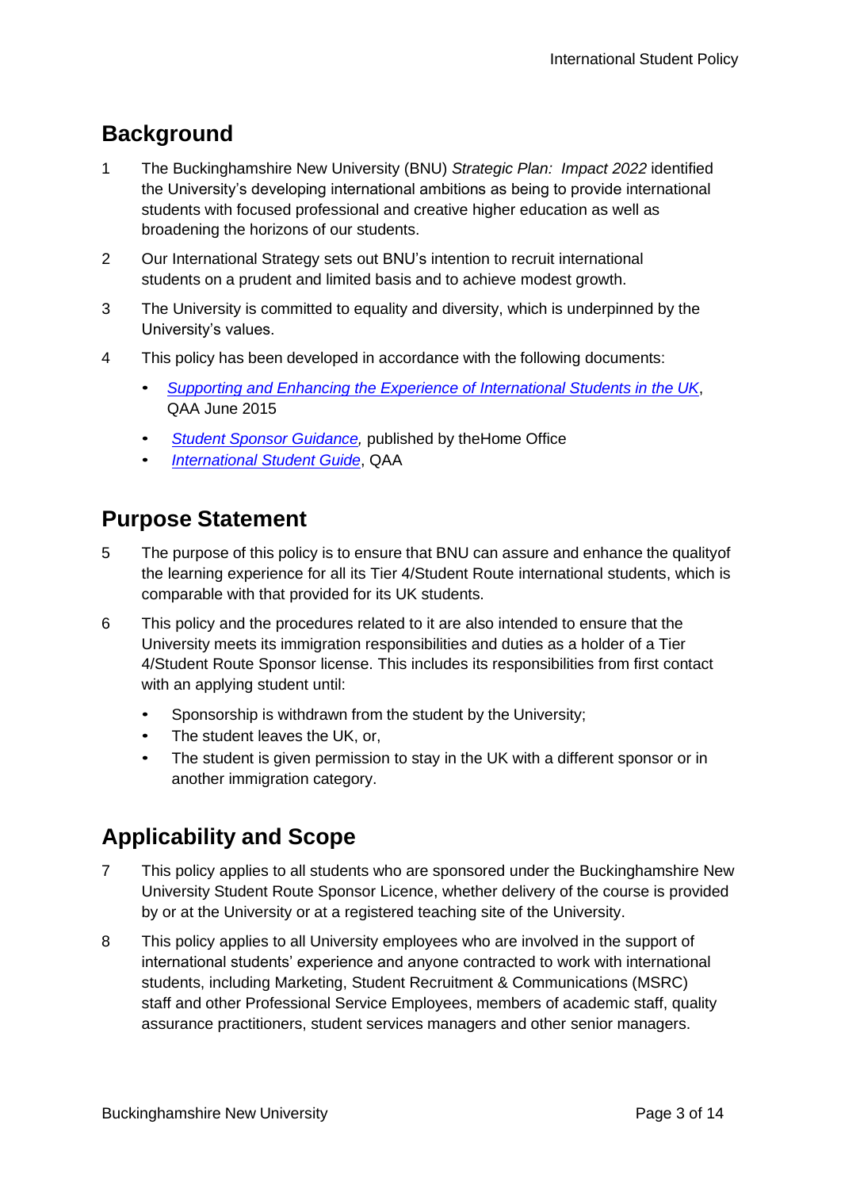## Background

1 The Buckinghamshire New University (BNU) *Strategic Plan: Impact 2022* identified the University's developing international ambitions as being to provide international students with focused professional and creative higher education as well as broadening the horizons of our students.

2 Our International Strategy sets out BNU's intention to recruit international students on a prudent and limited basis and to achieve modest growth.

3 The University is committed to equality and diversity, which is underpinned by the University's values.

4 This policy has been developed in accordance with the following documents:

- *Supporting and Enhancing the Experience of International Students in the UK*, QAA June 2015
- *Student Sponsor Guidance,* published by theHome Office
- *International Student Guide*, QAA

## Purpose Statement

5 The purpose of this policy is to ensure that BNU can assure and enhance the qualityof the learning experience for all its Tier 4/Student Route international students, which is comparable with that provided for its UK students.

6 This policy and the procedures related to it are also intended to ensure that the University meets its immigration responsibilities and duties as a holder of a Tier 4/Student Route Sponsor license. This includes its responsibilities from first contact with an applying student until:

- Sponsorship is withdrawn from the student by the University;
- The student leaves the UK, or,
- The student is given permission to stay in the UK with a different sponsor or in another immigration category.

## Applicability and Scope

7 This policy applies to all students who are sponsored under the Buckinghamshire New University Student Route Sponsor Licence, whether delivery of the course is provided by or at the University or at a registered teaching site of the University.

8 This policy applies to all University employees who are involved in the support of international students' experience and anyone contracted to work with international students, including Marketing, Student Recruitment & Communications (MSRC) staff and other Professional Service Employees, members of academic staff, quality assurance practitioners, student services managers and other senior managers.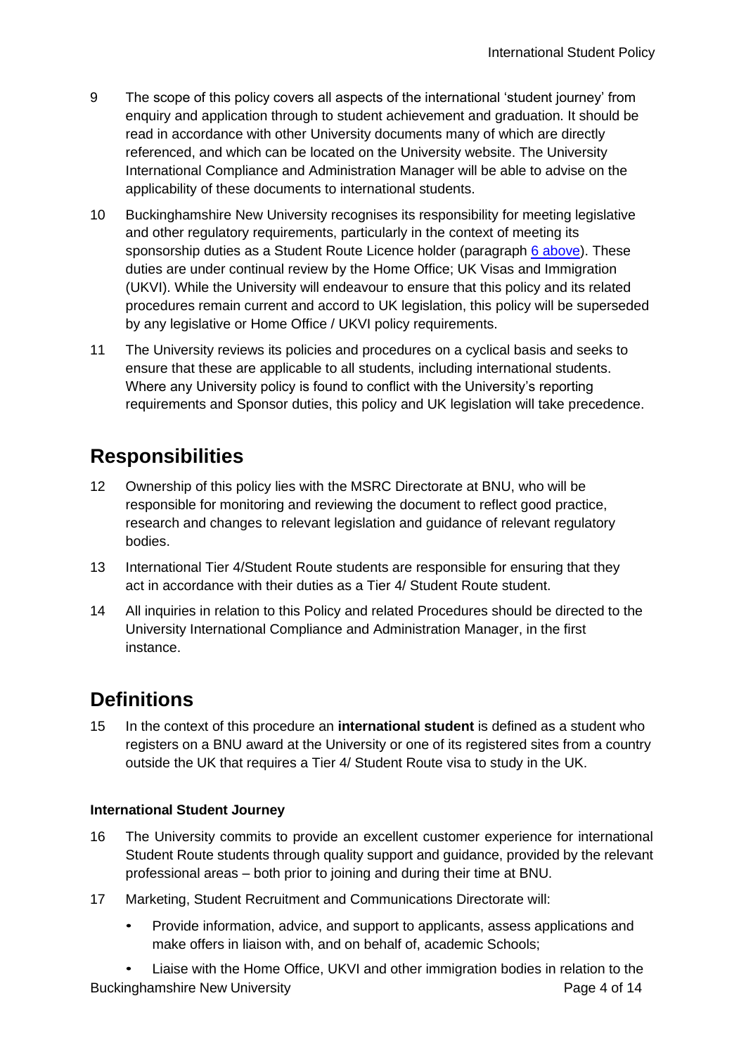9 The scope of this policy covers all aspects of the international 'student journey' from enquiry and application through to student achievement and graduation. It should be read in accordance with other University documents many of which are directly referenced, and which can be located on the University website. The University International Compliance and Administration Manager will be able to advise on the applicability of these documents to international students.

10 Buckinghamshire New University recognises its responsibility for meeting legislative and other regulatory requirements, particularly in the context of meeting its sponsorship duties as a Student Route Licence holder (paragraph 6 above). These duties are under continual review by the Home Office; UK Visas and Immigration (UKVI). While the University will endeavour to ensure that this policy and its related procedures remain current and accord to UK legislation, this policy will be superseded by any legislative or Home Office / UKVI policy requirements.

11 The University reviews its policies and procedures on a cyclical basis and seeks to ensure that these are applicable to all students, including international students. Where any University policy is found to conflict with the University's reporting requirements and Sponsor duties, this policy and UK legislation will take precedence.

## Responsibilities

12 Ownership of this policy lies with the MSRC Directorate at BNU, who will be responsible for monitoring and reviewing the document to reflect good practice, research and changes to relevant legislation and guidance of relevant regulatory bodies.

13 International Tier 4/Student Route students are responsible for ensuring that they act in accordance with their duties as a Tier 4/ Student Route student.

14 All inquiries in relation to this Policy and related Procedures should be directed to the University International Compliance and Administration Manager, in the first instance.

## Definitions

15 In the context of this procedure an **international student** is defined as a student who registers on a BNU award at the University or one of its registered sites from a country outside the UK that requires a Tier 4/ Student Route visa to study in the UK.

### International Student Journey

16 The University commits to provide an excellent customer experience for international Student Route students through quality support and guidance, provided by the relevant professional areas – both prior to joining and during their time at BNU.

17 Marketing, Student Recruitment and Communications Directorate will:

- Provide information, advice, and support to applicants, assess applications and make offers in liaison with, and on behalf of, academic Schools;
- Liaise with the Home Office, UKVI and other immigration bodies in relation to the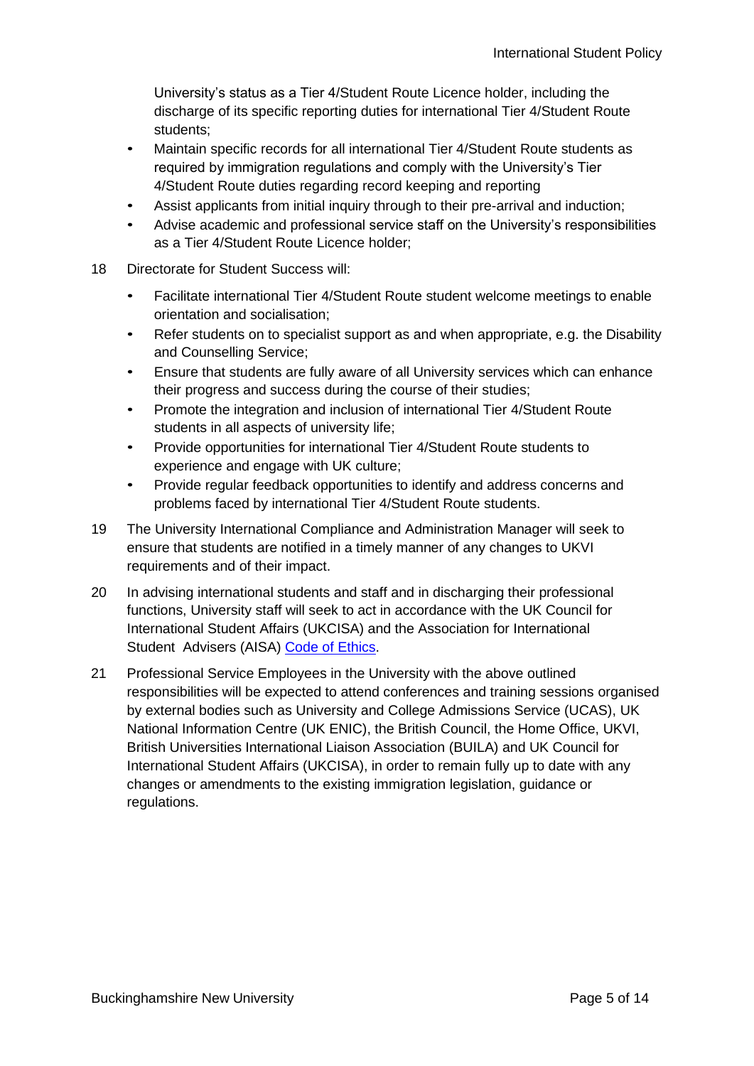University's status as a Tier 4/Student Route Licence holder, including the discharge of its specific reporting duties for international Tier 4/Student Route students;

- Maintain specific records for all international Tier 4/Student Route students as required by immigration regulations and comply with the University's Tier 4/Student Route duties regarding record keeping and reporting
- Assist applicants from initial inquiry through to their pre-arrival and induction;
- Advise academic and professional service staff on the University's responsibilities as a Tier 4/Student Route Licence holder;

18 Directorate for Student Success will:

- Facilitate international Tier 4/Student Route student welcome meetings to enable orientation and socialisation;
- Refer students on to specialist support as and when appropriate, e.g. the Disability and Counselling Service;
- Ensure that students are fully aware of all University services which can enhance their progress and success during the course of their studies;
- Promote the integration and inclusion of international Tier 4/Student Route students in all aspects of university life;
- Provide opportunities for international Tier 4/Student Route students to experience and engage with UK culture;
- Provide regular feedback opportunities to identify and address concerns and problems faced by international Tier 4/Student Route students.

19 The University International Compliance and Administration Manager will seek to ensure that students are notified in a timely manner of any changes to UKVI requirements and of their impact.

20 In advising international students and staff and in discharging their professional functions, University staff will seek to act in accordance with the UK Council for International Student Affairs (UKCISA) and the Association for International Student Advisers (AISA) Code of Ethics.

21 Professional Service Employees in the University with the above outlined responsibilities will be expected to attend conferences and training sessions organised by external bodies such as University and College Admissions Service (UCAS), UK National Information Centre (UK ENIC), the British Council, the Home Office, UKVI, British Universities International Liaison Association (BUILA) and UK Council for International Student Affairs (UKCISA), in order to remain fully up to date with any changes or amendments to the existing immigration legislation, guidance or regulations.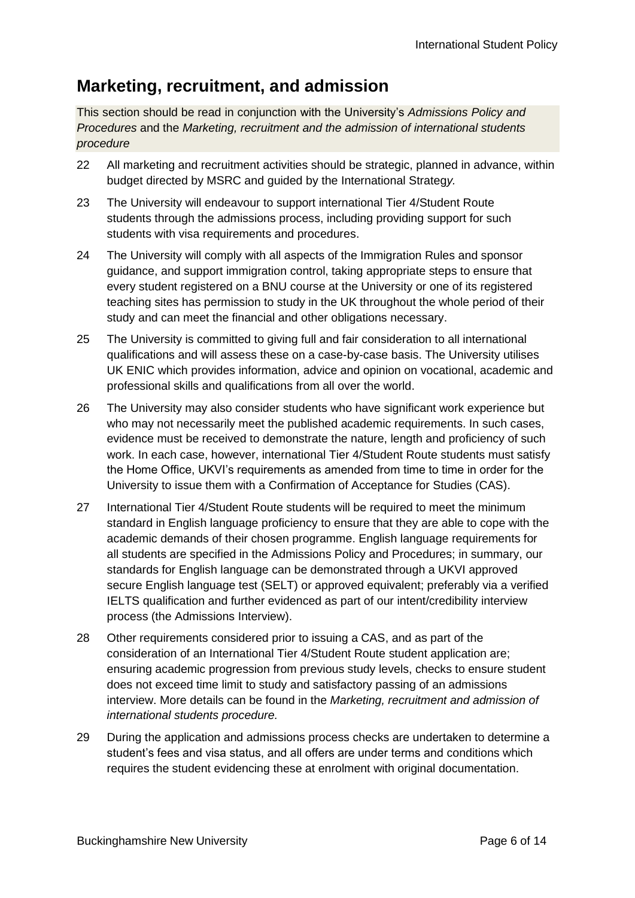## Marketing, recruitment, and admission

This section should be read in conjunction with the University's *Admissions Policy and Procedures* and the *Marketing, recruitment and the admission of international students procedure*

22 All marketing and recruitment activities should be strategic, planned in advance, within budget directed by MSRC and guided by the International Strateg*y.*

23 The University will endeavour to support international Tier 4/Student Route students through the admissions process, including providing support for such students with visa requirements and procedures.

24 The University will comply with all aspects of the Immigration Rules and sponsor guidance, and support immigration control, taking appropriate steps to ensure that every student registered on a BNU course at the University or one of its registered teaching sites has permission to study in the UK throughout the whole period of their study and can meet the financial and other obligations necessary.

25 The University is committed to giving full and fair consideration to all international qualifications and will assess these on a case-by-case basis. The University utilises UK ENIC which provides information, advice and opinion on vocational, academic and professional skills and qualifications from all over the world.

26 The University may also consider students who have significant work experience but who may not necessarily meet the published academic requirements. In such cases, evidence must be received to demonstrate the nature, length and proficiency of such work. In each case, however, international Tier 4/Student Route students must satisfy the Home Office, UKVI's requirements as amended from time to time in order for the University to issue them with a Confirmation of Acceptance for Studies (CAS).

27 International Tier 4/Student Route students will be required to meet the minimum standard in English language proficiency to ensure that they are able to cope with the academic demands of their chosen programme. English language requirements for all students are specified in the Admissions Policy and Procedures; in summary, our standards for English language can be demonstrated through a UKVI approved secure English language test (SELT) or approved equivalent; preferably via a verified IELTS qualification and further evidenced as part of our intent/credibility interview process (the Admissions Interview).

28 Other requirements considered prior to issuing a CAS, and as part of the consideration of an International Tier 4/Student Route student application are; ensuring academic progression from previous study levels, checks to ensure student does not exceed time limit to study and satisfactory passing of an admissions interview. More details can be found in the *Marketing, recruitment and admission of international students procedure.*

29 During the application and admissions process checks are undertaken to determine a student's fees and visa status, and all offers are under terms and conditions which requires the student evidencing these at enrolment with original documentation.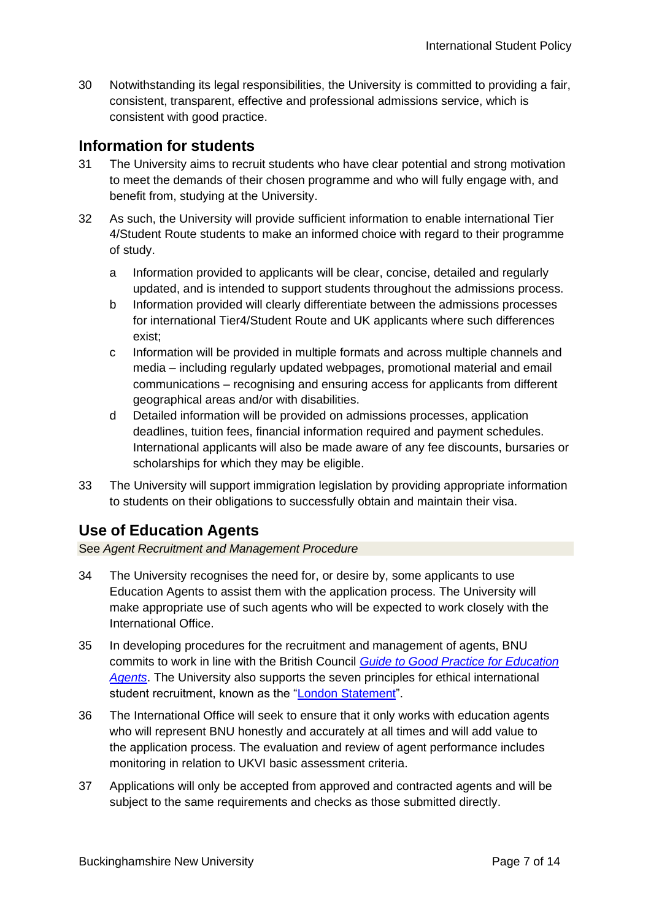30 Notwithstanding its legal responsibilities, the University is committed to providing a fair, consistent, transparent, effective and professional admissions service, which is consistent with good practice.

## Information for students

31 The University aims to recruit students who have clear potential and strong motivation to meet the demands of their chosen programme and who will fully engage with, and benefit from, studying at the University.

32 As such, the University will provide sufficient information to enable international Tier 4/Student Route students to make an informed choice with regard to their programme of study.

   a Information provided to applicants will be clear, concise, detailed and regularly updated, and is intended to support students throughout the admissions process.

   b Information provided will clearly differentiate between the admissions processes for international Tier4/Student Route and UK applicants where such differences exist;

   c Information will be provided in multiple formats and across multiple channels and media – including regularly updated webpages, promotional material and email communications – recognising and ensuring access for applicants from different geographical areas and/or with disabilities.

   d Detailed information will be provided on admissions processes, application deadlines, tuition fees, financial information required and payment schedules. International applicants will also be made aware of any fee discounts, bursaries or scholarships for which they may be eligible.

33 The University will support immigration legislation by providing appropriate information to students on their obligations to successfully obtain and maintain their visa.

## Use of Education Agents

See *Agent Recruitment and Management Procedure*

34 The University recognises the need for, or desire by, some applicants to use Education Agents to assist them with the application process. The University will make appropriate use of such agents who will be expected to work closely with the International Office.

35 In developing procedures for the recruitment and management of agents, BNU commits to work in line with the British Council *Guide to Good Practice for Education Agents*. The University also supports the seven principles for ethical international student recruitment, known as the "London Statement".

36 The International Office will seek to ensure that it only works with education agents who will represent BNU honestly and accurately at all times and will add value to the application process. The evaluation and review of agent performance includes monitoring in relation to UKVI basic assessment criteria.

37 Applications will only be accepted from approved and contracted agents and will be subject to the same requirements and checks as those submitted directly.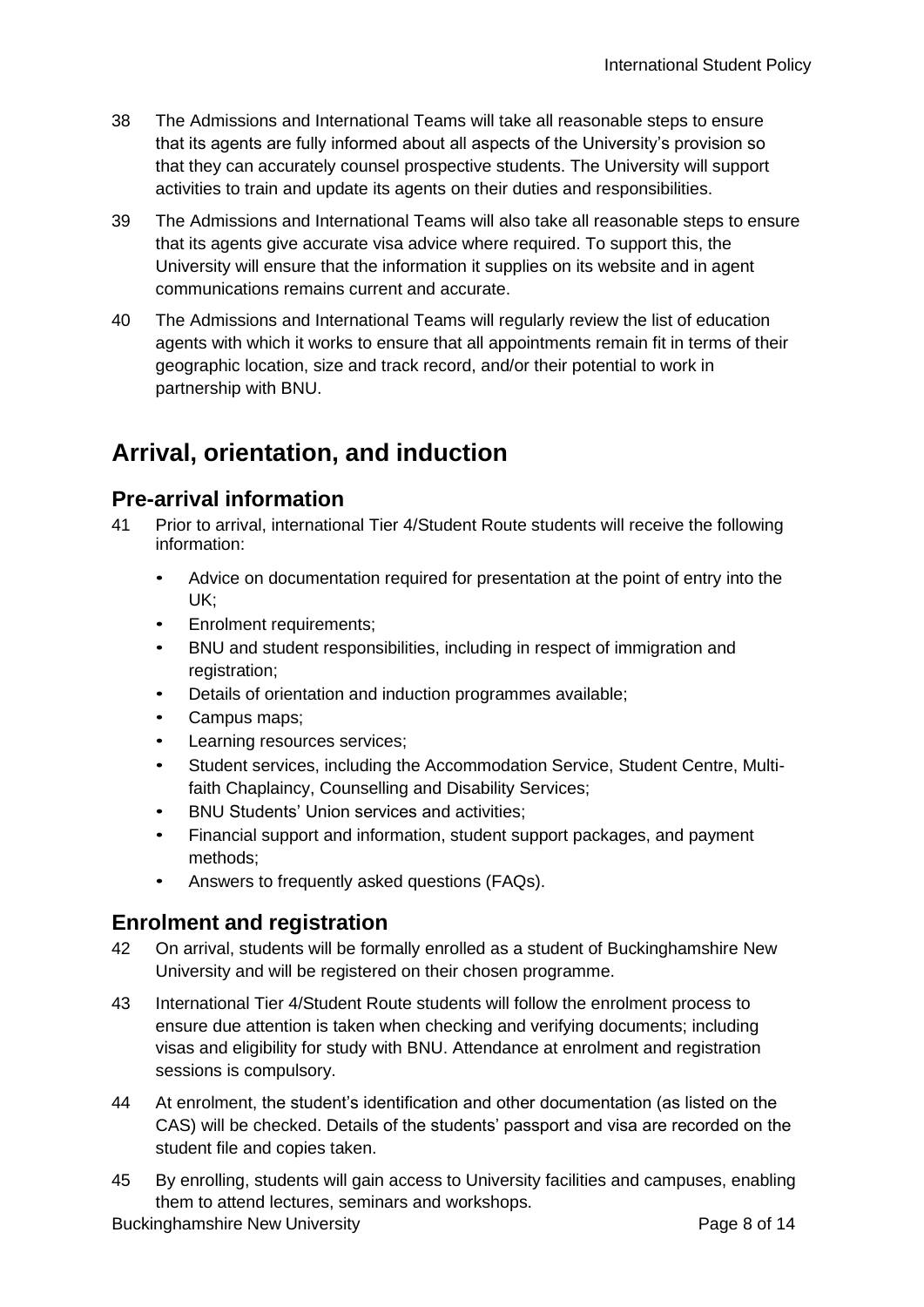38 The Admissions and International Teams will take all reasonable steps to ensure that its agents are fully informed about all aspects of the University's provision so that they can accurately counsel prospective students. The University will support activities to train and update its agents on their duties and responsibilities.

39 The Admissions and International Teams will also take all reasonable steps to ensure that its agents give accurate visa advice where required. To support this, the University will ensure that the information it supplies on its website and in agent communications remains current and accurate.

40 The Admissions and International Teams will regularly review the list of education agents with which it works to ensure that all appointments remain fit in terms of their geographic location, size and track record, and/or their potential to work in partnership with BNU.

## Arrival, orientation, and induction

### Pre-arrival information

41 Prior to arrival, international Tier 4/Student Route students will receive the following information:

- Advice on documentation required for presentation at the point of entry into the UK;
- Enrolment requirements;
- BNU and student responsibilities, including in respect of immigration and registration;
- Details of orientation and induction programmes available;
- Campus maps;
- Learning resources services;
- Student services, including the Accommodation Service, Student Centre, Multi-faith Chaplaincy, Counselling and Disability Services;
- BNU Students' Union services and activities;
- Financial support and information, student support packages, and payment methods;
- Answers to frequently asked questions (FAQs).

### Enrolment and registration

42 On arrival, students will be formally enrolled as a student of Buckinghamshire New University and will be registered on their chosen programme.

43 International Tier 4/Student Route students will follow the enrolment process to ensure due attention is taken when checking and verifying documents; including visas and eligibility for study with BNU. Attendance at enrolment and registration sessions is compulsory.

44 At enrolment, the student's identification and other documentation (as listed on the CAS) will be checked. Details of the students' passport and visa are recorded on the student file and copies taken.

45 By enrolling, students will gain access to University facilities and campuses, enabling them to attend lectures, seminars and workshops.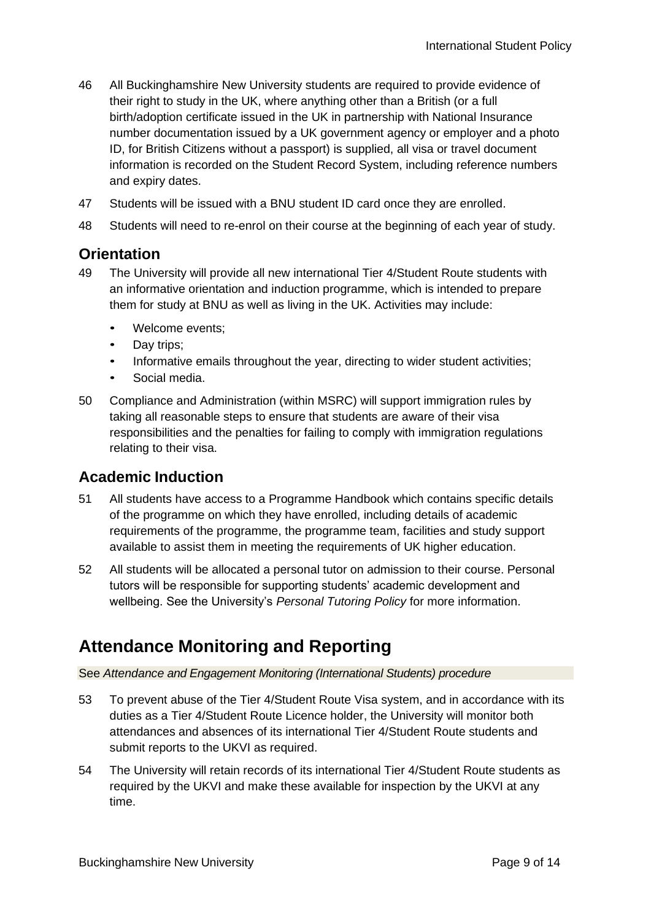46 All Buckinghamshire New University students are required to provide evidence of their right to study in the UK, where anything other than a British (or a full birth/adoption certificate issued in the UK in partnership with National Insurance number documentation issued by a UK government agency or employer and a photo ID, for British Citizens without a passport) is supplied, all visa or travel document information is recorded on the Student Record System, including reference numbers and expiry dates.

47 Students will be issued with a BNU student ID card once they are enrolled.

48 Students will need to re-enrol on their course at the beginning of each year of study.

### Orientation

49 The University will provide all new international Tier 4/Student Route students with an informative orientation and induction programme, which is intended to prepare them for study at BNU as well as living in the UK. Activities may include:

- Welcome events;
- Day trips;
- Informative emails throughout the year, directing to wider student activities;
- Social media.

50 Compliance and Administration (within MSRC) will support immigration rules by taking all reasonable steps to ensure that students are aware of their visa responsibilities and the penalties for failing to comply with immigration regulations relating to their visa.

### Academic Induction

51 All students have access to a Programme Handbook which contains specific details of the programme on which they have enrolled, including details of academic requirements of the programme, the programme team, facilities and study support available to assist them in meeting the requirements of UK higher education.

52 All students will be allocated a personal tutor on admission to their course. Personal tutors will be responsible for supporting students' academic development and wellbeing. See the University's *Personal Tutoring Policy* for more information.

## Attendance Monitoring and Reporting

See *Attendance and Engagement Monitoring (International Students) procedure*

53 To prevent abuse of the Tier 4/Student Route Visa system, and in accordance with its duties as a Tier 4/Student Route Licence holder, the University will monitor both attendances and absences of its international Tier 4/Student Route students and submit reports to the UKVI as required.

54 The University will retain records of its international Tier 4/Student Route students as required by the UKVI and make these available for inspection by the UKVI at any time.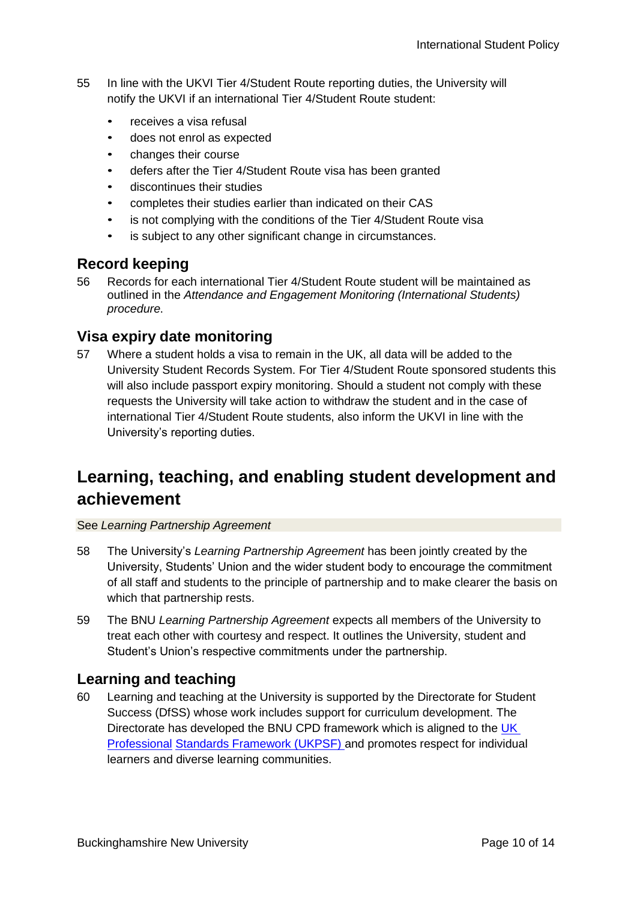55 In line with the UKVI Tier 4/Student Route reporting duties, the University will notify the UKVI if an international Tier 4/Student Route student:

- receives a visa refusal
- does not enrol as expected
- changes their course
- defers after the Tier 4/Student Route visa has been granted
- discontinues their studies
- completes their studies earlier than indicated on their CAS
- is not complying with the conditions of the Tier 4/Student Route visa
- is subject to any other significant change in circumstances.

## Record keeping

56 Records for each international Tier 4/Student Route student will be maintained as outlined in the *Attendance and Engagement Monitoring (International Students) procedure*.

## Visa expiry date monitoring

57 Where a student holds a visa to remain in the UK, all data will be added to the University Student Records System. For Tier 4/Student Route sponsored students this will also include passport expiry monitoring. Should a student not comply with these requests the University will take action to withdraw the student and in the case of international Tier 4/Student Route students, also inform the UKVI in line with the University's reporting duties.

# Learning, teaching, and enabling student development and achievement

See *Learning Partnership Agreement*

58 The University's *Learning Partnership Agreement* has been jointly created by the University, Students' Union and the wider student body to encourage the commitment of all staff and students to the principle of partnership and to make clearer the basis on which that partnership rests.

59 The BNU *Learning Partnership Agreement* expects all members of the University to treat each other with courtesy and respect. It outlines the University, student and Student's Union's respective commitments under the partnership.

## Learning and teaching

60 Learning and teaching at the University is supported by the Directorate for Student Success (DfSS) whose work includes support for curriculum development. The Directorate has developed the BNU CPD framework which is aligned to the UK Professional Standards Framework (UKPSF) and promotes respect for individual learners and diverse learning communities.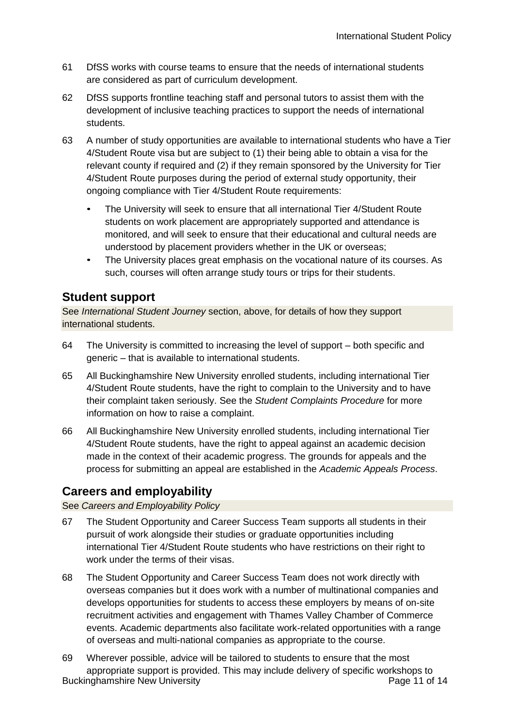61 DfSS works with course teams to ensure that the needs of international students are considered as part of curriculum development.

62 DfSS supports frontline teaching staff and personal tutors to assist them with the development of inclusive teaching practices to support the needs of international students.

63 A number of study opportunities are available to international students who have a Tier 4/Student Route visa but are subject to (1) their being able to obtain a visa for the relevant county if required and (2) if they remain sponsored by the University for Tier 4/Student Route purposes during the period of external study opportunity, their ongoing compliance with Tier 4/Student Route requirements:

- The University will seek to ensure that all international Tier 4/Student Route students on work placement are appropriately supported and attendance is monitored, and will seek to ensure that their educational and cultural needs are understood by placement providers whether in the UK or overseas;
- The University places great emphasis on the vocational nature of its courses. As such, courses will often arrange study tours or trips for their students.

## Student support

See *International Student Journey* section, above, for details of how they support international students.

64 The University is committed to increasing the level of support – both specific and generic – that is available to international students.

65 All Buckinghamshire New University enrolled students, including international Tier 4/Student Route students, have the right to complain to the University and to have their complaint taken seriously. See the *Student Complaints Procedure* for more information on how to raise a complaint.

66 All Buckinghamshire New University enrolled students, including international Tier 4/Student Route students, have the right to appeal against an academic decision made in the context of their academic progress. The grounds for appeals and the process for submitting an appeal are established in the *Academic Appeals Process*.

## Careers and employability

See *Careers and Employability Policy*

67 The Student Opportunity and Career Success Team supports all students in their pursuit of work alongside their studies or graduate opportunities including international Tier 4/Student Route students who have restrictions on their right to work under the terms of their visas.

68 The Student Opportunity and Career Success Team does not work directly with overseas companies but it does work with a number of multinational companies and develops opportunities for students to access these employers by means of on-site recruitment activities and engagement with Thames Valley Chamber of Commerce events. Academic departments also facilitate work-related opportunities with a range of overseas and multi-national companies as appropriate to the course.

69 Wherever possible, advice will be tailored to students to ensure that the most appropriate support is provided. This may include delivery of specific workshops to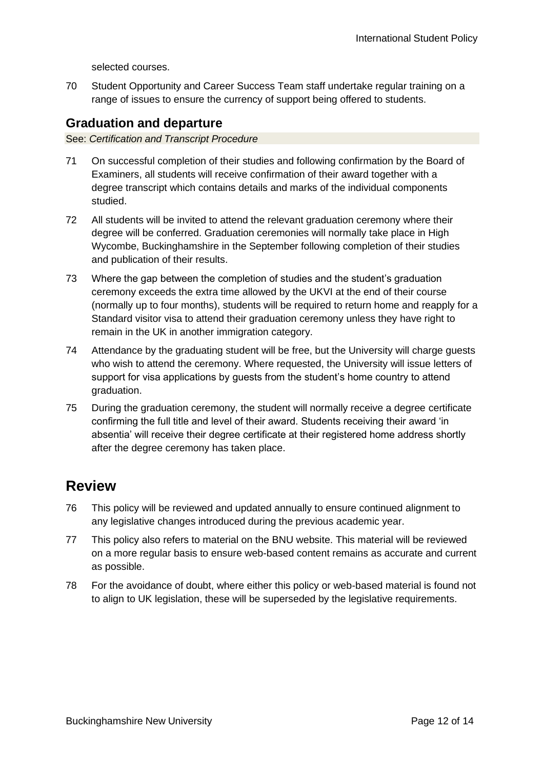selected courses.

70 Student Opportunity and Career Success Team staff undertake regular training on a range of issues to ensure the currency of support being offered to students.

## Graduation and departure

See: *Certification and Transcript Procedure*

71 On successful completion of their studies and following confirmation by the Board of Examiners, all students will receive confirmation of their award together with a degree transcript which contains details and marks of the individual components studied.

72 All students will be invited to attend the relevant graduation ceremony where their degree will be conferred. Graduation ceremonies will normally take place in High Wycombe, Buckinghamshire in the September following completion of their studies and publication of their results.

73 Where the gap between the completion of studies and the student's graduation ceremony exceeds the extra time allowed by the UKVI at the end of their course (normally up to four months), students will be required to return home and reapply for a Standard visitor visa to attend their graduation ceremony unless they have right to remain in the UK in another immigration category.

74 Attendance by the graduating student will be free, but the University will charge guests who wish to attend the ceremony. Where requested, the University will issue letters of support for visa applications by guests from the student's home country to attend graduation.

75 During the graduation ceremony, the student will normally receive a degree certificate confirming the full title and level of their award. Students receiving their award 'in absentia' will receive their degree certificate at their registered home address shortly after the degree ceremony has taken place.

# Review

76 This policy will be reviewed and updated annually to ensure continued alignment to any legislative changes introduced during the previous academic year.

77 This policy also refers to material on the BNU website. This material will be reviewed on a more regular basis to ensure web-based content remains as accurate and current as possible.

78 For the avoidance of doubt, where either this policy or web-based material is found not to align to UK legislation, these will be superseded by the legislative requirements.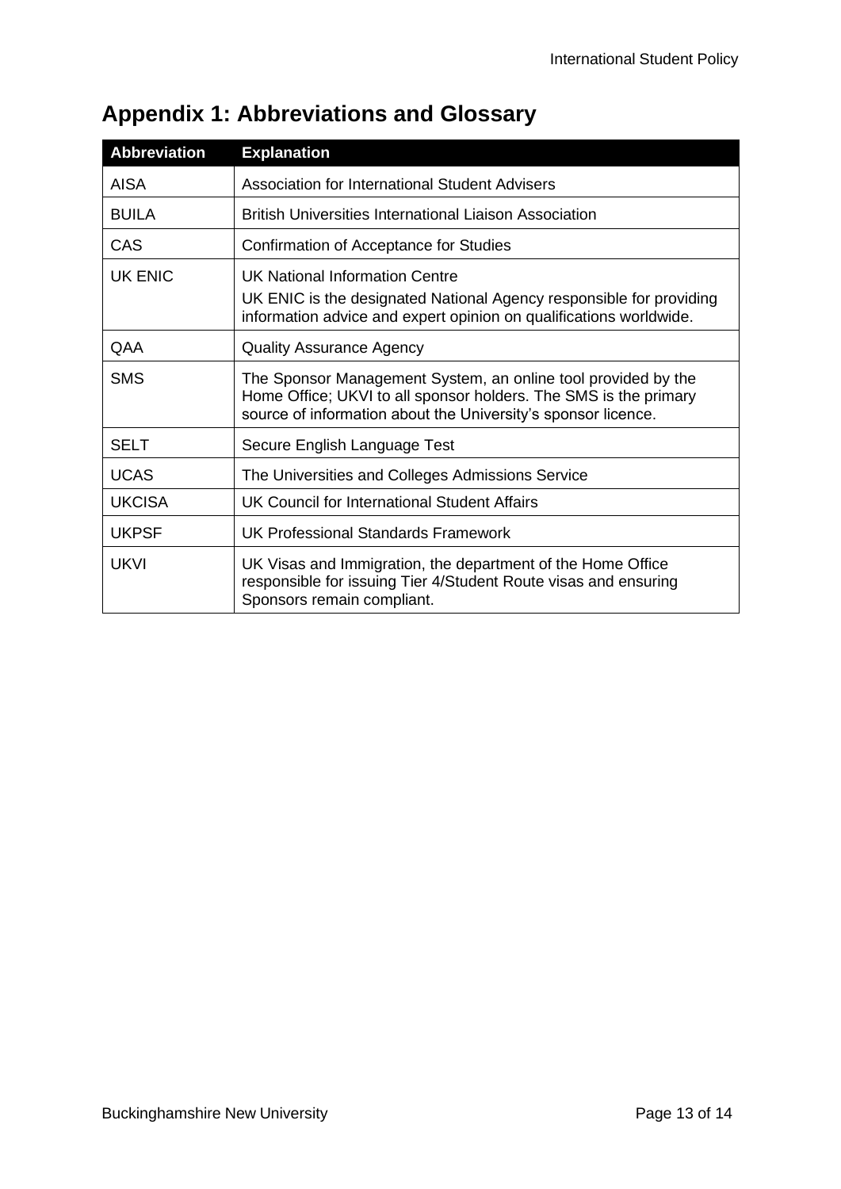# Appendix 1: Abbreviations and Glossary

| Abbreviation | Explanation |
|---|---|
| AISA | Association for International Student Advisers |
| BUILA | British Universities International Liaison Association |
| CAS | Confirmation of Acceptance for Studies |
| UK ENIC | UK National Information Centre<br>UK ENIC is the designated National Agency responsible for providing information advice and expert opinion on qualifications worldwide. |
| QAA | Quality Assurance Agency |
| SMS | The Sponsor Management System, an online tool provided by the Home Office; UKVI to all sponsor holders. The SMS is the primary source of information about the University's sponsor licence. |
| SELT | Secure English Language Test |
| UCAS | The Universities and Colleges Admissions Service |
| UKCISA | UK Council for International Student Affairs |
| UKPSF | UK Professional Standards Framework |
| UKVI | UK Visas and Immigration, the department of the Home Office responsible for issuing Tier 4/Student Route visas and ensuring Sponsors remain compliant. |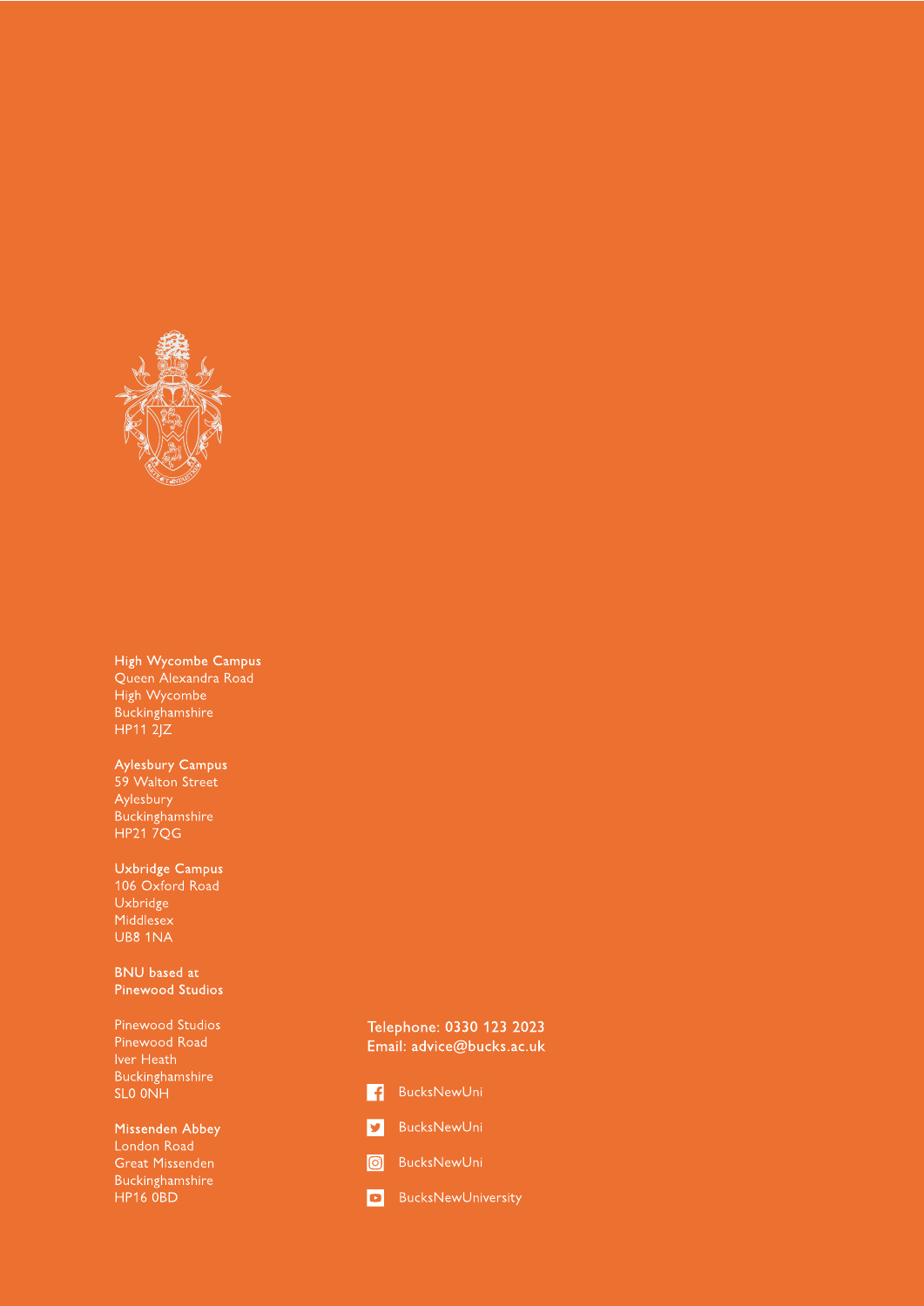**High Wycombe Campus**
Queen Alexandra Road
High Wycombe
Buckinghamshire
HP11 2JZ

**Aylesbury Campus**
59 Walton Street
Aylesbury
Buckinghamshire
HP21 7QG

**Uxbridge Campus**
106 Oxford Road
Uxbridge
Middlesex
UB8 1NA

**BNU based at Pinewood Studios**

Pinewood Studios
Pinewood Road
Iver Heath
Buckinghamshire
SL0 0NH

**Missenden Abbey**
London Road
Great Missenden
Buckinghamshire
HP16 0BD

Telephone: 0330 123 2023
Email: advice@bucks.ac.uk

BucksNewUni

BucksNewUni

BucksNewUni

BucksNewUniversity